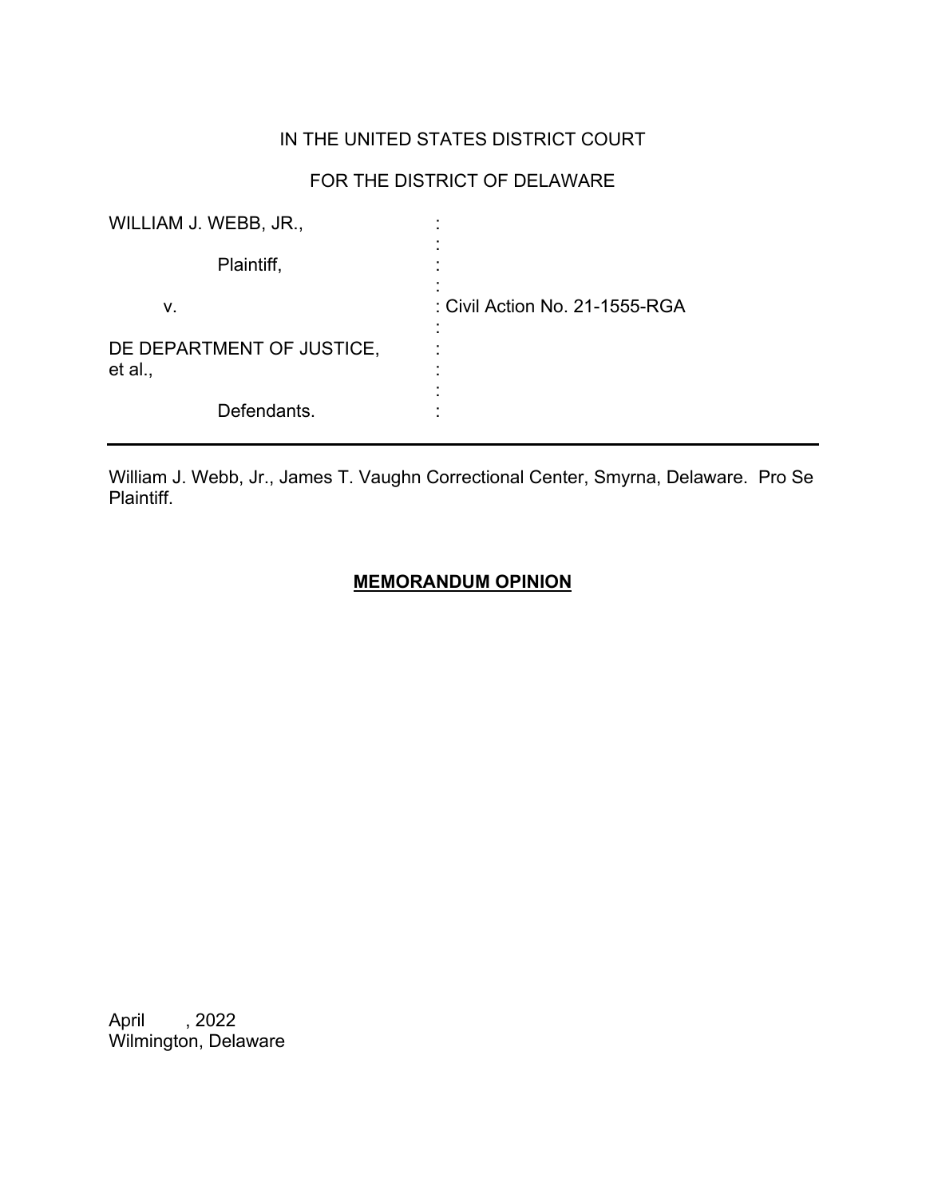IN THE UNITED STATES DISTRICT COURT

FOR THE DISTRICT OF DELAWARE

| | | |
|---|---|---|
| WILLIAM J. WEBB, JR., | : | |
| Plaintiff, | : | |
| v. | : | Civil Action No. 21-1555-RGA |
| DE DEPARTMENT OF JUSTICE, et al., | : | |
| Defendants. | : | |

---

William J. Webb, Jr., James T. Vaughn Correctional Center, Smyrna, Delaware. Pro Se Plaintiff.

**MEMORANDUM OPINION**

April , 2022
Wilmington, Delaware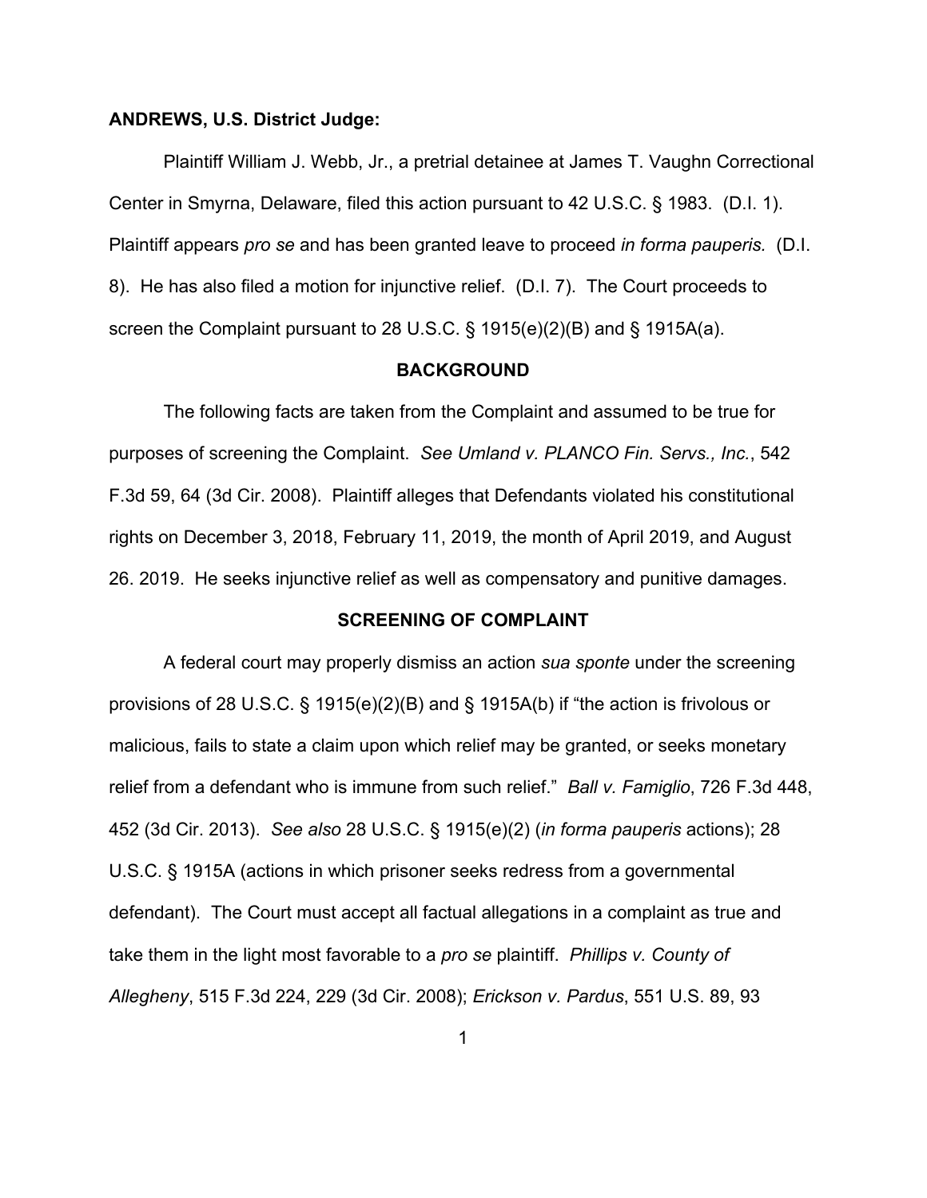**ANDREWS, U.S. District Judge:**

Plaintiff William J. Webb, Jr., a pretrial detainee at James T. Vaughn Correctional Center in Smyrna, Delaware, filed this action pursuant to 42 U.S.C. § 1983. (D.I. 1). Plaintiff appears *pro se* and has been granted leave to proceed *in forma pauperis.* (D.I. 8). He has also filed a motion for injunctive relief. (D.I. 7). The Court proceeds to screen the Complaint pursuant to 28 U.S.C. § 1915(e)(2)(B) and § 1915A(a).

## BACKGROUND

The following facts are taken from the Complaint and assumed to be true for purposes of screening the Complaint. *See Umland v. PLANCO Fin. Servs., Inc.*, 542 F.3d 59, 64 (3d Cir. 2008). Plaintiff alleges that Defendants violated his constitutional rights on December 3, 2018, February 11, 2019, the month of April 2019, and August 26. 2019. He seeks injunctive relief as well as compensatory and punitive damages.

## SCREENING OF COMPLAINT

A federal court may properly dismiss an action *sua sponte* under the screening provisions of 28 U.S.C. § 1915(e)(2)(B) and § 1915A(b) if "the action is frivolous or malicious, fails to state a claim upon which relief may be granted, or seeks monetary relief from a defendant who is immune from such relief." *Ball v. Famiglio*, 726 F.3d 448, 452 (3d Cir. 2013). *See also* 28 U.S.C. § 1915(e)(2) (*in forma pauperis* actions); 28 U.S.C. § 1915A (actions in which prisoner seeks redress from a governmental defendant). The Court must accept all factual allegations in a complaint as true and take them in the light most favorable to a *pro se* plaintiff. *Phillips v. County of Allegheny*, 515 F.3d 224, 229 (3d Cir. 2008); *Erickson v. Pardus*, 551 U.S. 89, 93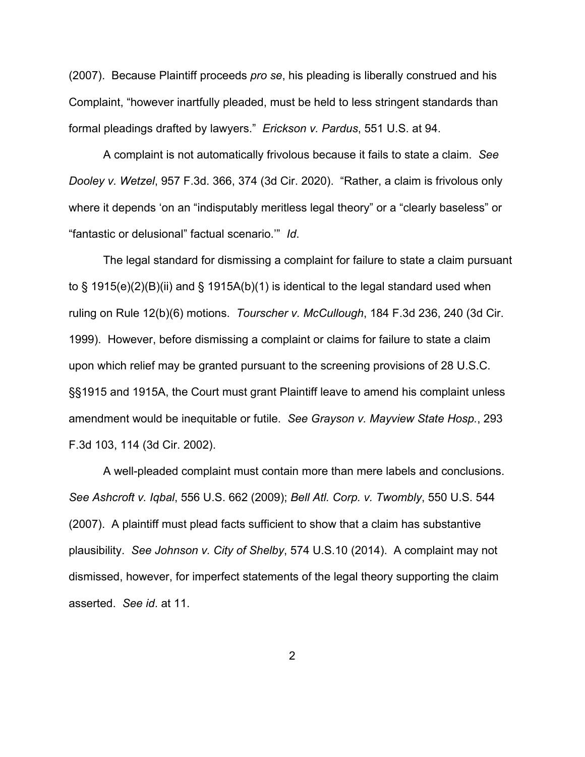(2007). Because Plaintiff proceeds *pro se*, his pleading is liberally construed and his Complaint, "however inartfully pleaded, must be held to less stringent standards than formal pleadings drafted by lawyers." *Erickson v. Pardus*, 551 U.S. at 94.

A complaint is not automatically frivolous because it fails to state a claim. *See Dooley v. Wetzel*, 957 F.3d. 366, 374 (3d Cir. 2020). "Rather, a claim is frivolous only where it depends 'on an "indisputably meritless legal theory" or a "clearly baseless" or "fantastic or delusional" factual scenario.'" *Id*.

The legal standard for dismissing a complaint for failure to state a claim pursuant to § 1915(e)(2)(B)(ii) and § 1915A(b)(1) is identical to the legal standard used when ruling on Rule 12(b)(6) motions. *Tourscher v. McCullough*, 184 F.3d 236, 240 (3d Cir. 1999). However, before dismissing a complaint or claims for failure to state a claim upon which relief may be granted pursuant to the screening provisions of 28 U.S.C. §§1915 and 1915A, the Court must grant Plaintiff leave to amend his complaint unless amendment would be inequitable or futile. *See Grayson v. Mayview State Hosp.*, 293 F.3d 103, 114 (3d Cir. 2002).

A well-pleaded complaint must contain more than mere labels and conclusions. *See Ashcroft v. Iqbal*, 556 U.S. 662 (2009); *Bell Atl. Corp. v. Twombly*, 550 U.S. 544 (2007). A plaintiff must plead facts sufficient to show that a claim has substantive plausibility. *See Johnson v. City of Shelby*, 574 U.S.10 (2014). A complaint may not dismissed, however, for imperfect statements of the legal theory supporting the claim asserted. *See id*. at 11.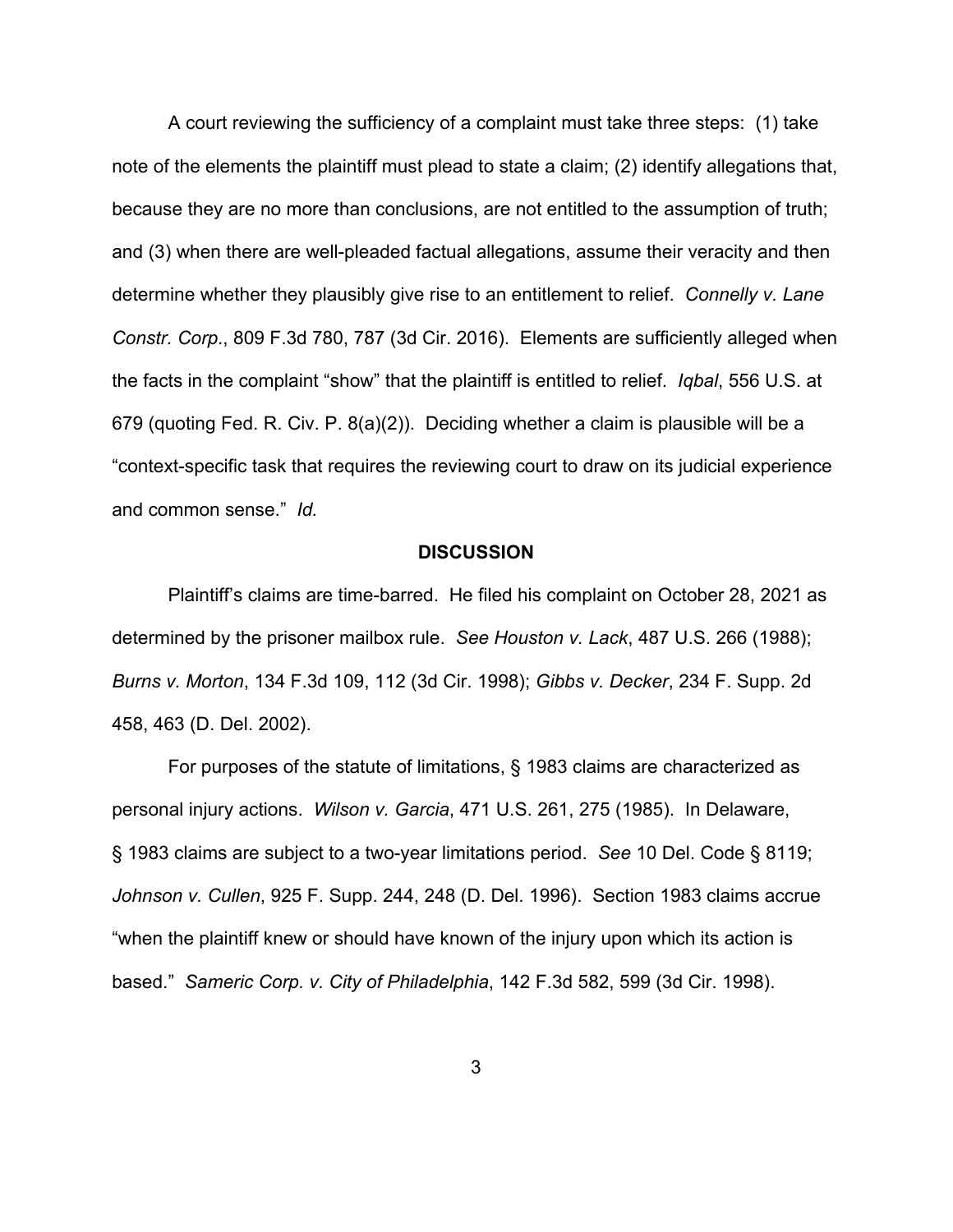A court reviewing the sufficiency of a complaint must take three steps: (1) take note of the elements the plaintiff must plead to state a claim; (2) identify allegations that, because they are no more than conclusions, are not entitled to the assumption of truth; and (3) when there are well-pleaded factual allegations, assume their veracity and then determine whether they plausibly give rise to an entitlement to relief. *Connelly v. Lane Constr. Corp.*, 809 F.3d 780, 787 (3d Cir. 2016). Elements are sufficiently alleged when the facts in the complaint "show" that the plaintiff is entitled to relief. *Iqbal*, 556 U.S. at 679 (quoting Fed. R. Civ. P. 8(a)(2)). Deciding whether a claim is plausible will be a "context-specific task that requires the reviewing court to draw on its judicial experience and common sense." *Id.*

## DISCUSSION

Plaintiff's claims are time-barred. He filed his complaint on October 28, 2021 as determined by the prisoner mailbox rule. *See Houston v. Lack*, 487 U.S. 266 (1988); *Burns v. Morton*, 134 F.3d 109, 112 (3d Cir. 1998); *Gibbs v. Decker*, 234 F. Supp. 2d 458, 463 (D. Del. 2002).

For purposes of the statute of limitations, § 1983 claims are characterized as personal injury actions. *Wilson v. Garcia*, 471 U.S. 261, 275 (1985). In Delaware, § 1983 claims are subject to a two-year limitations period. *See* 10 Del. Code § 8119; *Johnson v. Cullen*, 925 F. Supp. 244, 248 (D. Del. 1996). Section 1983 claims accrue "when the plaintiff knew or should have known of the injury upon which its action is based." *Sameric Corp. v. City of Philadelphia*, 142 F.3d 582, 599 (3d Cir. 1998).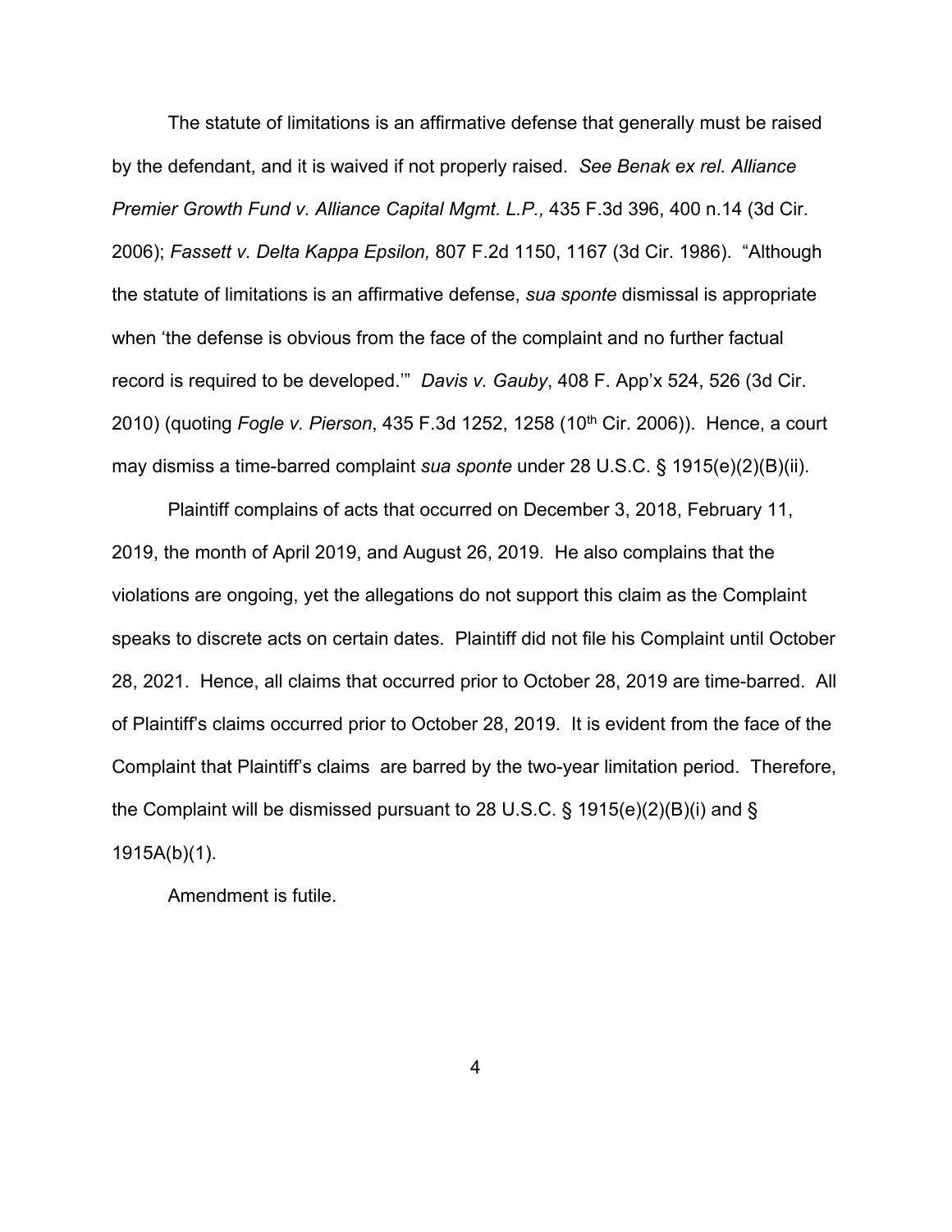The statute of limitations is an affirmative defense that generally must be raised by the defendant, and it is waived if not properly raised. *See Benak ex rel. Alliance Premier Growth Fund v. Alliance Capital Mgmt. L.P.,* 435 F.3d 396, 400 n.14 (3d Cir. 2006); *Fassett v. Delta Kappa Epsilon,* 807 F.2d 1150, 1167 (3d Cir. 1986). "Although the statute of limitations is an affirmative defense, *sua sponte* dismissal is appropriate when 'the defense is obvious from the face of the complaint and no further factual record is required to be developed.'" *Davis v. Gauby*, 408 F. App'x 524, 526 (3d Cir. 2010) (quoting *Fogle v. Pierson*, 435 F.3d 1252, 1258 (10th Cir. 2006)). Hence, a court may dismiss a time-barred complaint *sua sponte* under 28 U.S.C. § 1915(e)(2)(B)(ii).

Plaintiff complains of acts that occurred on December 3, 2018, February 11, 2019, the month of April 2019, and August 26, 2019. He also complains that the violations are ongoing, yet the allegations do not support this claim as the Complaint speaks to discrete acts on certain dates. Plaintiff did not file his Complaint until October 28, 2021. Hence, all claims that occurred prior to October 28, 2019 are time-barred. All of Plaintiff's claims occurred prior to October 28, 2019. It is evident from the face of the Complaint that Plaintiff's claims are barred by the two-year limitation period. Therefore, the Complaint will be dismissed pursuant to 28 U.S.C. § 1915(e)(2)(B)(i) and § 1915A(b)(1).

Amendment is futile.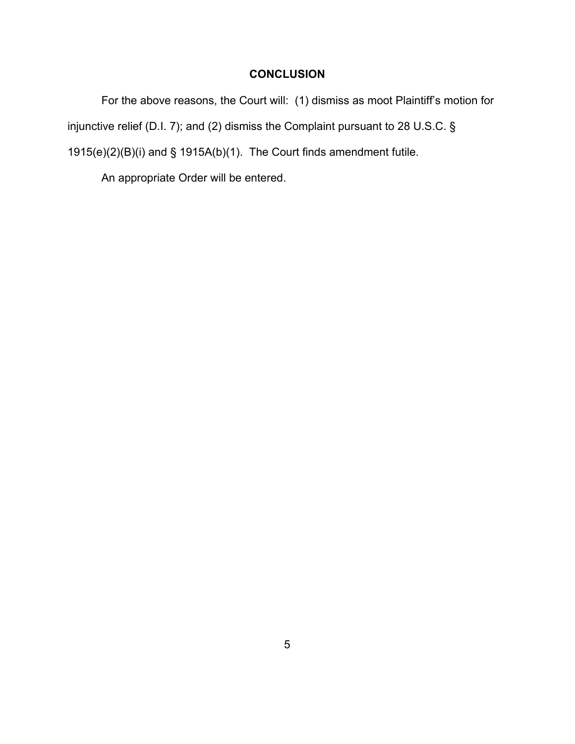## CONCLUSION

For the above reasons, the Court will: (1) dismiss as moot Plaintiff's motion for injunctive relief (D.I. 7); and (2) dismiss the Complaint pursuant to 28 U.S.C. § 1915(e)(2)(B)(i) and § 1915A(b)(1). The Court finds amendment futile.

An appropriate Order will be entered.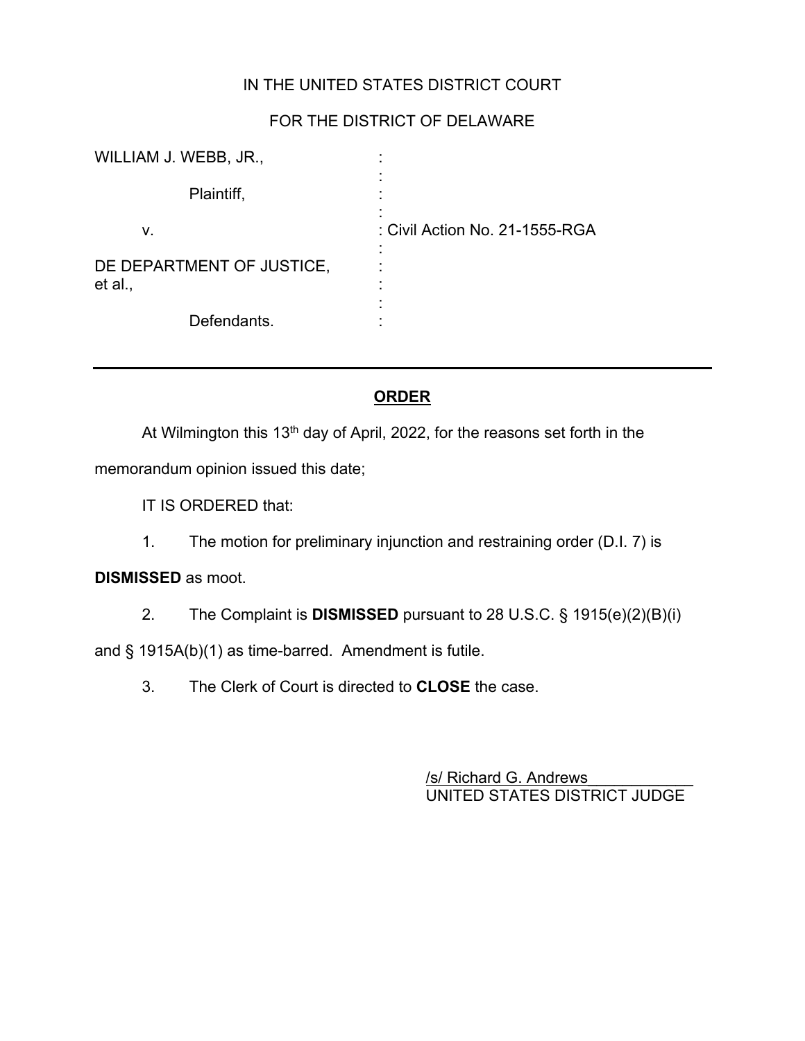IN THE UNITED STATES DISTRICT COURT

FOR THE DISTRICT OF DELAWARE

| | | |
|---|---|---|
| WILLIAM J. WEBB, JR., | : | |
| Plaintiff, | : | |
| v. | : | Civil Action No. 21-1555-RGA |
| DE DEPARTMENT OF JUSTICE, et al., | : | |
| Defendants. | : | |

## ORDER

At Wilmington this 13th day of April, 2022, for the reasons set forth in the memorandum opinion issued this date;

IT IS ORDERED that:

1. The motion for preliminary injunction and restraining order (D.I. 7) is **DISMISSED** as moot.

2. The Complaint is **DISMISSED** pursuant to 28 U.S.C. § 1915(e)(2)(B)(i) and § 1915A(b)(1) as time-barred. Amendment is futile.

3. The Clerk of Court is directed to **CLOSE** the case.

/s/ Richard G. Andrews
UNITED STATES DISTRICT JUDGE